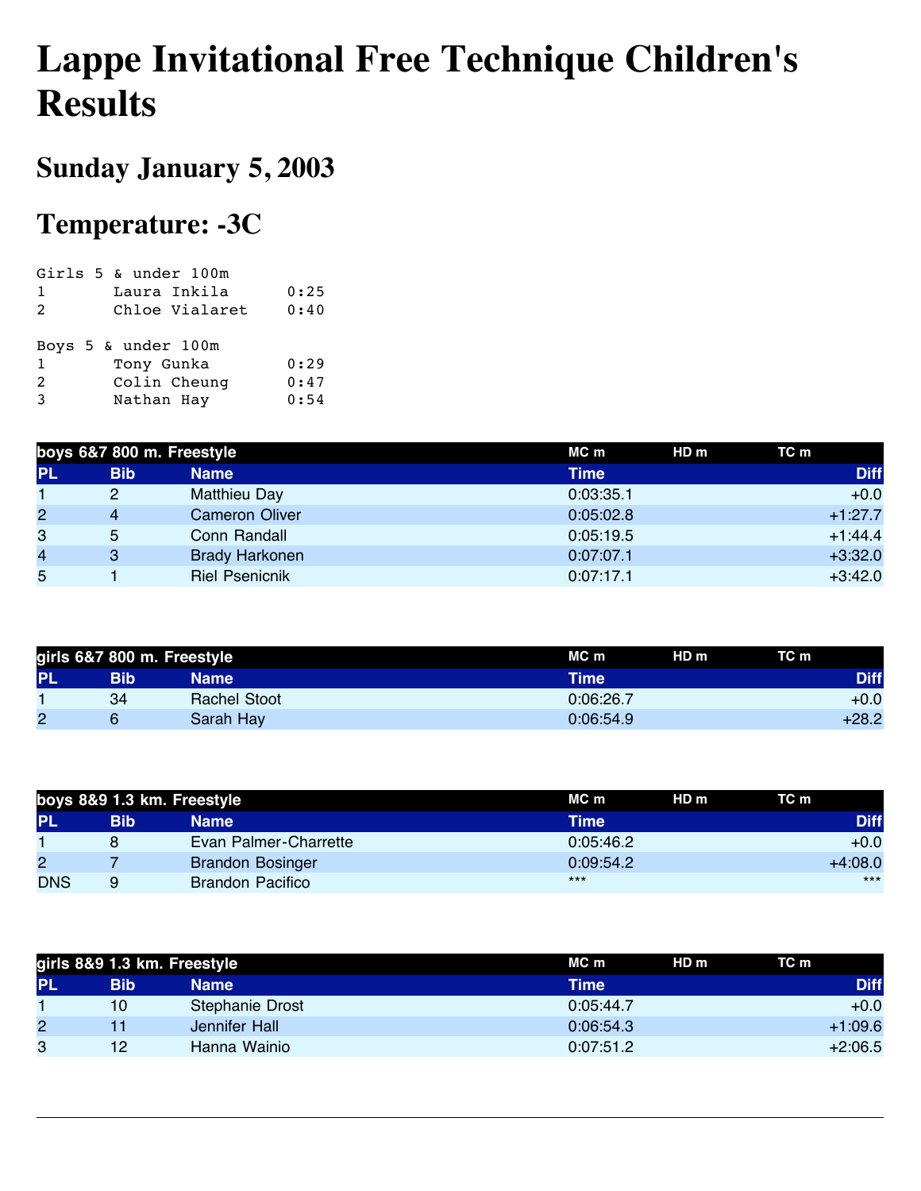# Lappe Invitational Free Technique Children's Results

## Sunday January 5, 2003

## Temperature: -3C

```
Girls 5 & under 100m
1       Laura Inkila       0:25
2       Chloe Vialaret     0:40

Boys 5 & under 100m
1       Tony Gunka         0:29
2       Colin Cheung       0:47
3       Nathan Hay         0:54
```

| boys 6&7 800 m. Freestyle | | | MC m | HD m | TC m |
|---|---|---|---|---|---|
| PL | Bib | Name | Time | | Diff |
| 1 | 2 | Matthieu Day | 0:03:35.1 | | +0.0 |
| 2 | 4 | Cameron Oliver | 0:05:02.8 | | +1:27.7 |
| 3 | 5 | Conn Randall | 0:05:19.5 | | +1:44.4 |
| 4 | 3 | Brady Harkonen | 0:07:07.1 | | +3:32.0 |
| 5 | 1 | Riel Psenicnik | 0:07:17.1 | | +3:42.0 |

| girls 6&7 800 m. Freestyle | | | MC m | HD m | TC m |
|---|---|---|---|---|---|
| PL | Bib | Name | Time | | Diff |
| 1 | 34 | Rachel Stoot | 0:06:26.7 | | +0.0 |
| 2 | 6 | Sarah Hay | 0:06:54.9 | | +28.2 |

| boys 8&9 1.3 km. Freestyle | | | MC m | HD m | TC m |
|---|---|---|---|---|---|
| PL | Bib | Name | Time | | Diff |
| 1 | 8 | Evan Palmer-Charrette | 0:05:46.2 | | +0.0 |
| 2 | 7 | Brandon Bosinger | 0:09:54.2 | | +4:08.0 |
| DNS | 9 | Brandon Pacifico | *** | | *** |

| girls 8&9 1.3 km. Freestyle | | | MC m | HD m | TC m |
|---|---|---|---|---|---|
| PL | Bib | Name | Time | | Diff |
| 1 | 10 | Stephanie Drost | 0:05:44.7 | | +0.0 |
| 2 | 11 | Jennifer Hall | 0:06:54.3 | | +1:09.6 |
| 3 | 12 | Hanna Wainio | 0:07:51.2 | | +2:06.5 |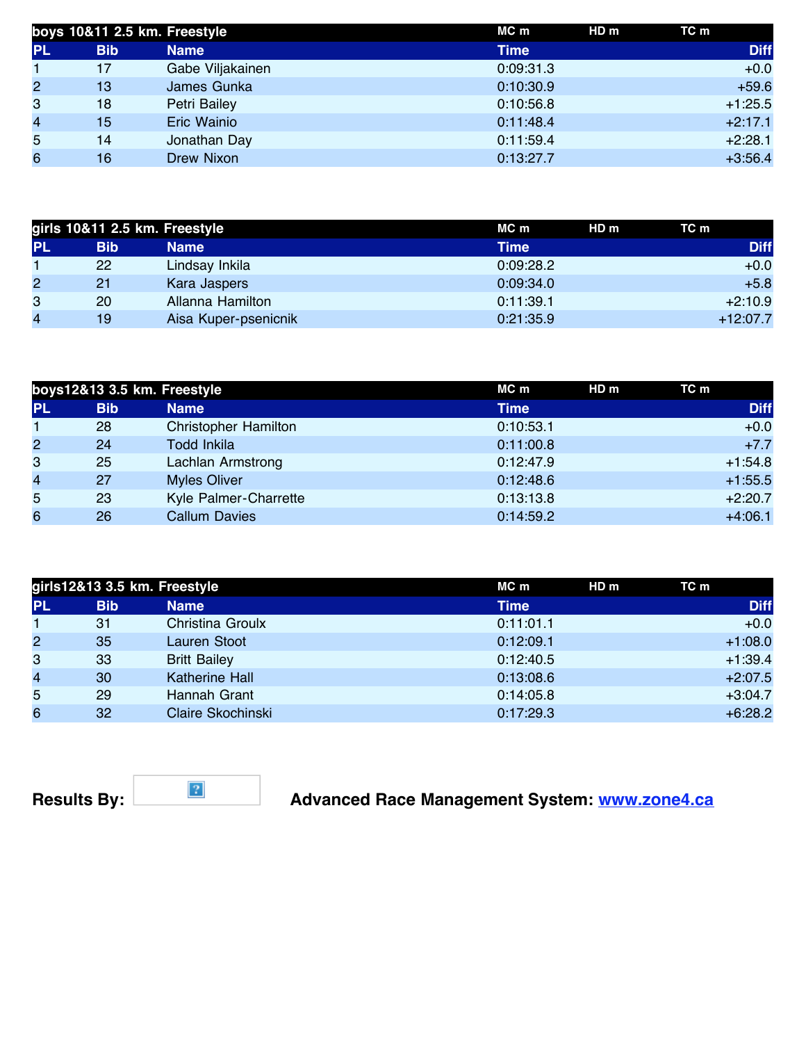| boys 10&11 2.5 km. Freestyle | | | MC m | HD m | TC m |
|---|---|---|---|---|---|
| PL | Bib | Name | Time | | Diff |
| 1 | 17 | Gabe Viljakainen | 0:09:31.3 | | +0.0 |
| 2 | 13 | James Gunka | 0:10:30.9 | | +59.6 |
| 3 | 18 | Petri Bailey | 0:10:56.8 | | +1:25.5 |
| 4 | 15 | Eric Wainio | 0:11:48.4 | | +2:17.1 |
| 5 | 14 | Jonathan Day | 0:11:59.4 | | +2:28.1 |
| 6 | 16 | Drew Nixon | 0:13:27.7 | | +3:56.4 |

| girls 10&11 2.5 km. Freestyle | | | MC m | HD m | TC m |
|---|---|---|---|---|---|
| PL | Bib | Name | Time | | Diff |
| 1 | 22 | Lindsay Inkila | 0:09:28.2 | | +0.0 |
| 2 | 21 | Kara Jaspers | 0:09:34.0 | | +5.8 |
| 3 | 20 | Allanna Hamilton | 0:11:39.1 | | +2:10.9 |
| 4 | 19 | Aisa Kuper-psenicnik | 0:21:35.9 | | +12:07.7 |

| boys12&13 3.5 km. Freestyle | | | MC m | HD m | TC m |
|---|---|---|---|---|---|
| PL | Bib | Name | Time | | Diff |
| 1 | 28 | Christopher Hamilton | 0:10:53.1 | | +0.0 |
| 2 | 24 | Todd Inkila | 0:11:00.8 | | +7.7 |
| 3 | 25 | Lachlan Armstrong | 0:12:47.9 | | +1:54.8 |
| 4 | 27 | Myles Oliver | 0:12:48.6 | | +1:55.5 |
| 5 | 23 | Kyle Palmer-Charrette | 0:13:13.8 | | +2:20.7 |
| 6 | 26 | Callum Davies | 0:14:59.2 | | +4:06.1 |

| girls12&13 3.5 km. Freestyle | | | MC m | HD m | TC m |
|---|---|---|---|---|---|
| PL | Bib | Name | Time | | Diff |
| 1 | 31 | Christina Groulx | 0:11:01.1 | | +0.0 |
| 2 | 35 | Lauren Stoot | 0:12:09.1 | | +1:08.0 |
| 3 | 33 | Britt Bailey | 0:12:40.5 | | +1:39.4 |
| 4 | 30 | Katherine Hall | 0:13:08.6 | | +2:07.5 |
| 5 | 29 | Hannah Grant | 0:14:05.8 | | +3:04.7 |
| 6 | 32 | Claire Skochinski | 0:17:29.3 | | +6:28.2 |

**Results By:** **Advanced Race Management System: www.zone4.ca**